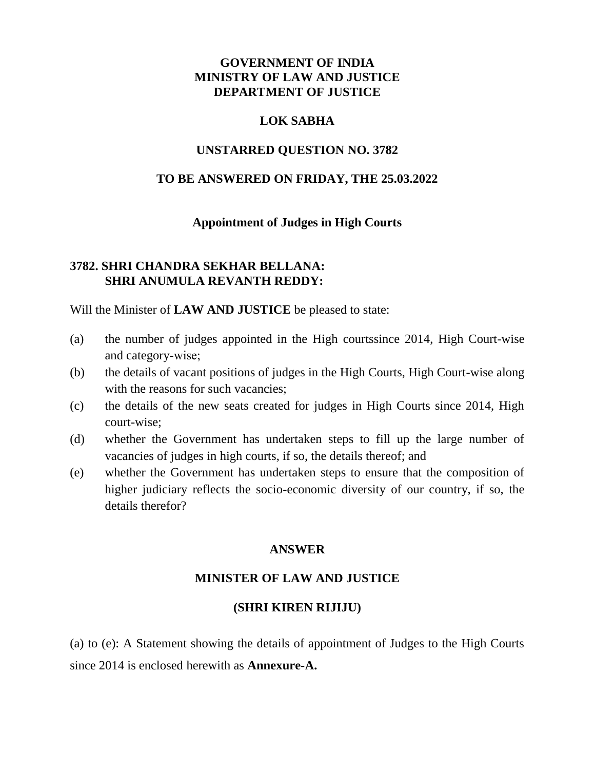**GOVERNMENT OF INDIA**
**MINISTRY OF LAW AND JUSTICE**
**DEPARTMENT OF JUSTICE**

**LOK SABHA**

**UNSTARRED QUESTION NO. 3782**

**TO BE ANSWERED ON FRIDAY, THE 25.03.2022**

**Appointment of Judges in High Courts**

**3782. SHRI CHANDRA SEKHAR BELLANA:**
**SHRI ANUMULA REVANTH REDDY:**

Will the Minister of **LAW AND JUSTICE** be pleased to state:

(a) the number of judges appointed in the High courtssince 2014, High Court-wise and category-wise;
(b) the details of vacant positions of judges in the High Courts, High Court-wise along with the reasons for such vacancies;
(c) the details of the new seats created for judges in High Courts since 2014, High court-wise;
(d) whether the Government has undertaken steps to fill up the large number of vacancies of judges in high courts, if so, the details thereof; and
(e) whether the Government has undertaken steps to ensure that the composition of higher judiciary reflects the socio-economic diversity of our country, if so, the details therefor?

**ANSWER**

**MINISTER OF LAW AND JUSTICE**

**(SHRI KIREN RIJIJU)**

(a) to (e): A Statement showing the details of appointment of Judges to the High Courts since 2014 is enclosed herewith as **Annexure-A.**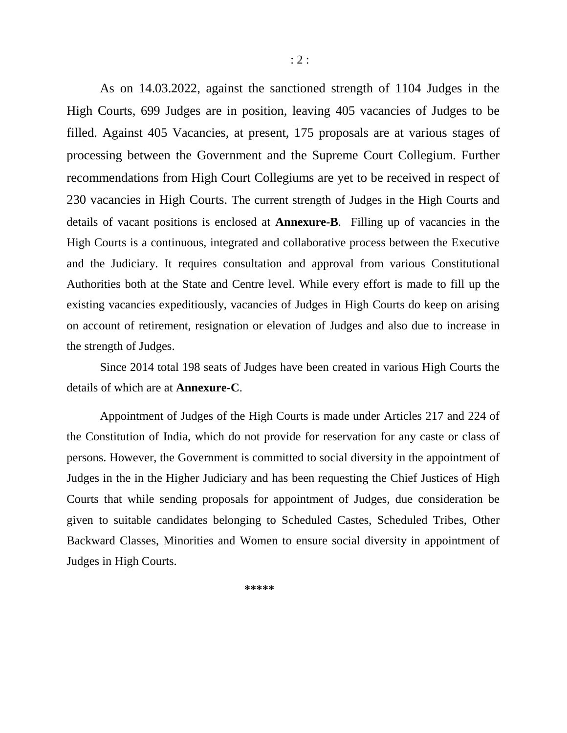As on 14.03.2022, against the sanctioned strength of 1104 Judges in the High Courts, 699 Judges are in position, leaving 405 vacancies of Judges to be filled. Against 405 Vacancies, at present, 175 proposals are at various stages of processing between the Government and the Supreme Court Collegium. Further recommendations from High Court Collegiums are yet to be received in respect of 230 vacancies in High Courts. The current strength of Judges in the High Courts and details of vacant positions is enclosed at **Annexure-B**. Filling up of vacancies in the High Courts is a continuous, integrated and collaborative process between the Executive and the Judiciary. It requires consultation and approval from various Constitutional Authorities both at the State and Centre level. While every effort is made to fill up the existing vacancies expeditiously, vacancies of Judges in High Courts do keep on arising on account of retirement, resignation or elevation of Judges and also due to increase in the strength of Judges.

Since 2014 total 198 seats of Judges have been created in various High Courts the details of which are at **Annexure-C**.

Appointment of Judges of the High Courts is made under Articles 217 and 224 of the Constitution of India, which do not provide for reservation for any caste or class of persons. However, the Government is committed to social diversity in the appointment of Judges in the in the Higher Judiciary and has been requesting the Chief Justices of High Courts that while sending proposals for appointment of Judges, due consideration be given to suitable candidates belonging to Scheduled Castes, Scheduled Tribes, Other Backward Classes, Minorities and Women to ensure social diversity in appointment of Judges in High Courts.

**\*\*\*\*\***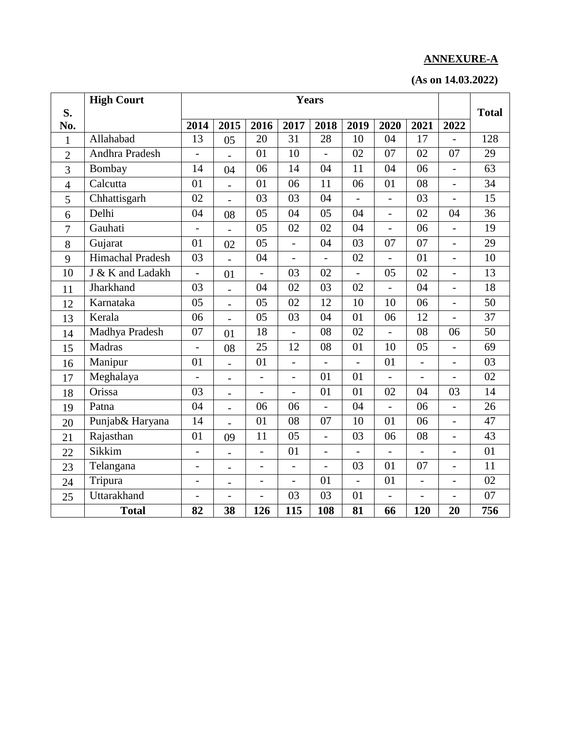**ANNEXURE-A**

**(As on 14.03.2022)**

| S. No. | High Court | Years | | | | | | | | | Total |
|---|---|---|---|---|---|---|---|---|---|---|---|
| | | **2014** | **2015** | **2016** | **2017** | **2018** | **2019** | **2020** | **2021** | **2022** | |
| 1 | Allahabad | 13 | 05 | 20 | 31 | 28 | 10 | 04 | 17 | - | 128 |
| 2 | Andhra Pradesh | - | - | 01 | 10 | - | 02 | 07 | 02 | 07 | 29 |
| 3 | Bombay | 14 | 04 | 06 | 14 | 04 | 11 | 04 | 06 | - | 63 |
| 4 | Calcutta | 01 | - | 01 | 06 | 11 | 06 | 01 | 08 | - | 34 |
| 5 | Chhattisgarh | 02 | - | 03 | 03 | 04 | - | - | 03 | - | 15 |
| 6 | Delhi | 04 | 08 | 05 | 04 | 05 | 04 | - | 02 | 04 | 36 |
| 7 | Gauhati | - | - | 05 | 02 | 02 | 04 | - | 06 | - | 19 |
| 8 | Gujarat | 01 | 02 | 05 | - | 04 | 03 | 07 | 07 | - | 29 |
| 9 | Himachal Pradesh | 03 | - | 04 | - | - | 02 | - | 01 | - | 10 |
| 10 | J & K and Ladakh | - | 01 | - | 03 | 02 | - | 05 | 02 | - | 13 |
| 11 | Jharkhand | 03 | - | 04 | 02 | 03 | 02 | - | 04 | - | 18 |
| 12 | Karnataka | 05 | - | 05 | 02 | 12 | 10 | 10 | 06 | - | 50 |
| 13 | Kerala | 06 | - | 05 | 03 | 04 | 01 | 06 | 12 | - | 37 |
| 14 | Madhya Pradesh | 07 | 01 | 18 | - | 08 | 02 | - | 08 | 06 | 50 |
| 15 | Madras | - | 08 | 25 | 12 | 08 | 01 | 10 | 05 | - | 69 |
| 16 | Manipur | 01 | - | 01 | - | - | - | 01 | - | - | 03 |
| 17 | Meghalaya | - | - | - | - | 01 | 01 | - | - | - | 02 |
| 18 | Orissa | 03 | - | - | - | 01 | 01 | 02 | 04 | 03 | 14 |
| 19 | Patna | 04 | - | 06 | 06 | - | 04 | - | 06 | - | 26 |
| 20 | Punjab& Haryana | 14 | - | 01 | 08 | 07 | 10 | 01 | 06 | - | 47 |
| 21 | Rajasthan | 01 | 09 | 11 | 05 | - | 03 | 06 | 08 | - | 43 |
| 22 | Sikkim | - | - | - | 01 | - | - | - | - | - | 01 |
| 23 | Telangana | - | - | - | - | - | 03 | 01 | 07 | - | 11 |
| 24 | Tripura | - | - | - | - | 01 | - | 01 | - | - | 02 |
| 25 | Uttarakhand | - | - | - | 03 | 03 | 01 | - | - | - | 07 |
| | **Total** | **82** | **38** | **126** | **115** | **108** | **81** | **66** | **120** | **20** | **756** |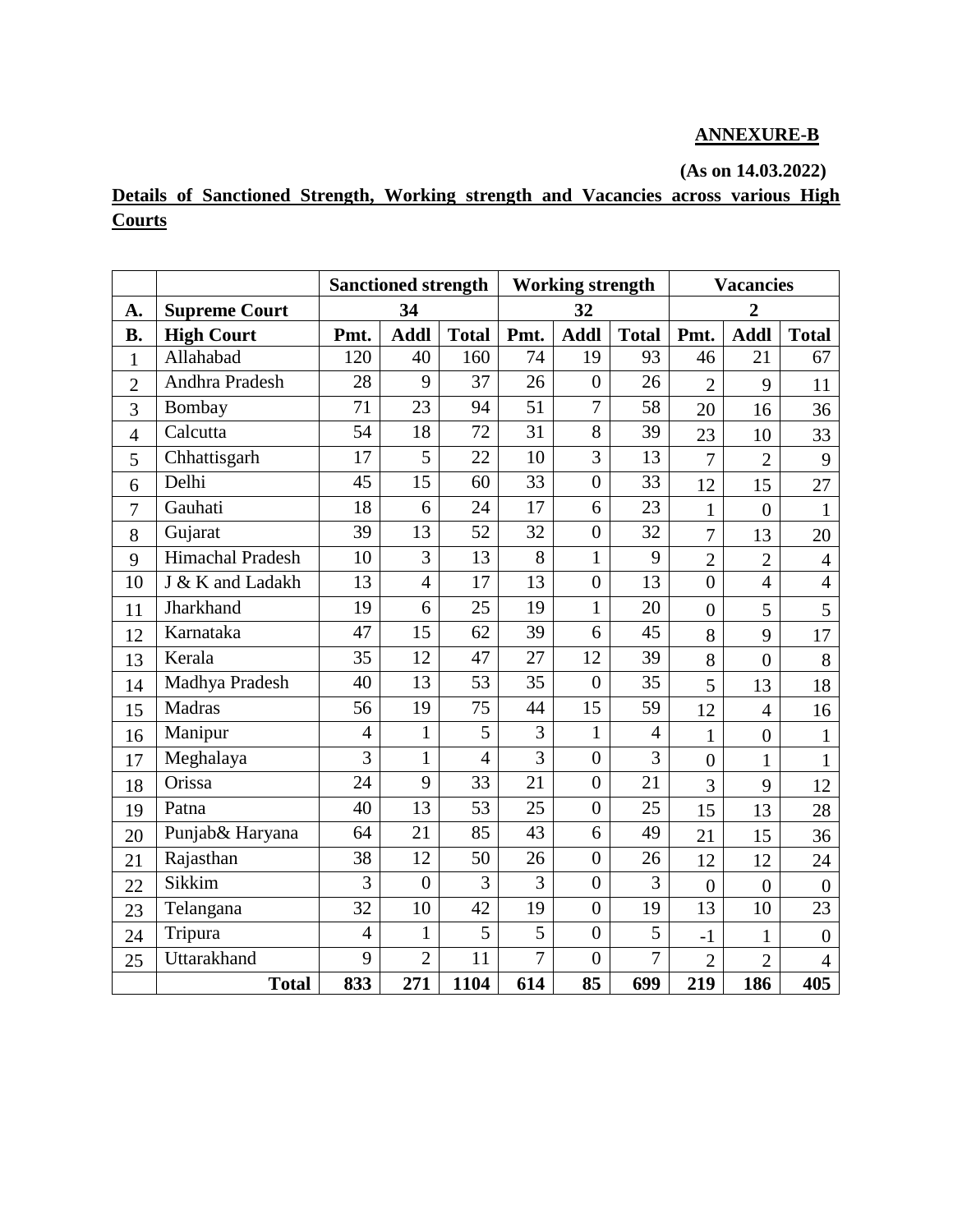**ANNEXURE-B**

**(As on 14.03.2022)**

**Details of Sanctioned Strength, Working strength and Vacancies across various High Courts**

| | | **Sanctioned strength** | | | **Working strength** | | | **Vacancies** | | |
|---|---|---|---|---|---|---|---|---|---|---|
| **A.** | **Supreme Court** | **34** | | | **32** | | | **2** | | |
| **B.** | **High Court** | **Pmt.** | **Addl** | **Total** | **Pmt.** | **Addl** | **Total** | **Pmt.** | **Addl** | **Total** |
| 1 | Allahabad | 120 | 40 | 160 | 74 | 19 | 93 | 46 | 21 | 67 |
| 2 | Andhra Pradesh | 28 | 9 | 37 | 26 | 0 | 26 | 2 | 9 | 11 |
| 3 | Bombay | 71 | 23 | 94 | 51 | 7 | 58 | 20 | 16 | 36 |
| 4 | Calcutta | 54 | 18 | 72 | 31 | 8 | 39 | 23 | 10 | 33 |
| 5 | Chhattisgarh | 17 | 5 | 22 | 10 | 3 | 13 | 7 | 2 | 9 |
| 6 | Delhi | 45 | 15 | 60 | 33 | 0 | 33 | 12 | 15 | 27 |
| 7 | Gauhati | 18 | 6 | 24 | 17 | 6 | 23 | 1 | 0 | 1 |
| 8 | Gujarat | 39 | 13 | 52 | 32 | 0 | 32 | 7 | 13 | 20 |
| 9 | Himachal Pradesh | 10 | 3 | 13 | 8 | 1 | 9 | 2 | 2 | 4 |
| 10 | J & K and Ladakh | 13 | 4 | 17 | 13 | 0 | 13 | 0 | 4 | 4 |
| 11 | Jharkhand | 19 | 6 | 25 | 19 | 1 | 20 | 0 | 5 | 5 |
| 12 | Karnataka | 47 | 15 | 62 | 39 | 6 | 45 | 8 | 9 | 17 |
| 13 | Kerala | 35 | 12 | 47 | 27 | 12 | 39 | 8 | 0 | 8 |
| 14 | Madhya Pradesh | 40 | 13 | 53 | 35 | 0 | 35 | 5 | 13 | 18 |
| 15 | Madras | 56 | 19 | 75 | 44 | 15 | 59 | 12 | 4 | 16 |
| 16 | Manipur | 4 | 1 | 5 | 3 | 1 | 4 | 1 | 0 | 1 |
| 17 | Meghalaya | 3 | 1 | 4 | 3 | 0 | 3 | 0 | 1 | 1 |
| 18 | Orissa | 24 | 9 | 33 | 21 | 0 | 21 | 3 | 9 | 12 |
| 19 | Patna | 40 | 13 | 53 | 25 | 0 | 25 | 15 | 13 | 28 |
| 20 | Punjab& Haryana | 64 | 21 | 85 | 43 | 6 | 49 | 21 | 15 | 36 |
| 21 | Rajasthan | 38 | 12 | 50 | 26 | 0 | 26 | 12 | 12 | 24 |
| 22 | Sikkim | 3 | 0 | 3 | 3 | 0 | 3 | 0 | 0 | 0 |
| 23 | Telangana | 32 | 10 | 42 | 19 | 0 | 19 | 13 | 10 | 23 |
| 24 | Tripura | 4 | 1 | 5 | 5 | 0 | 5 | -1 | 1 | 0 |
| 25 | Uttarakhand | 9 | 2 | 11 | 7 | 0 | 7 | 2 | 2 | 4 |
| | **Total** | **833** | **271** | **1104** | **614** | **85** | **699** | **219** | **186** | **405** |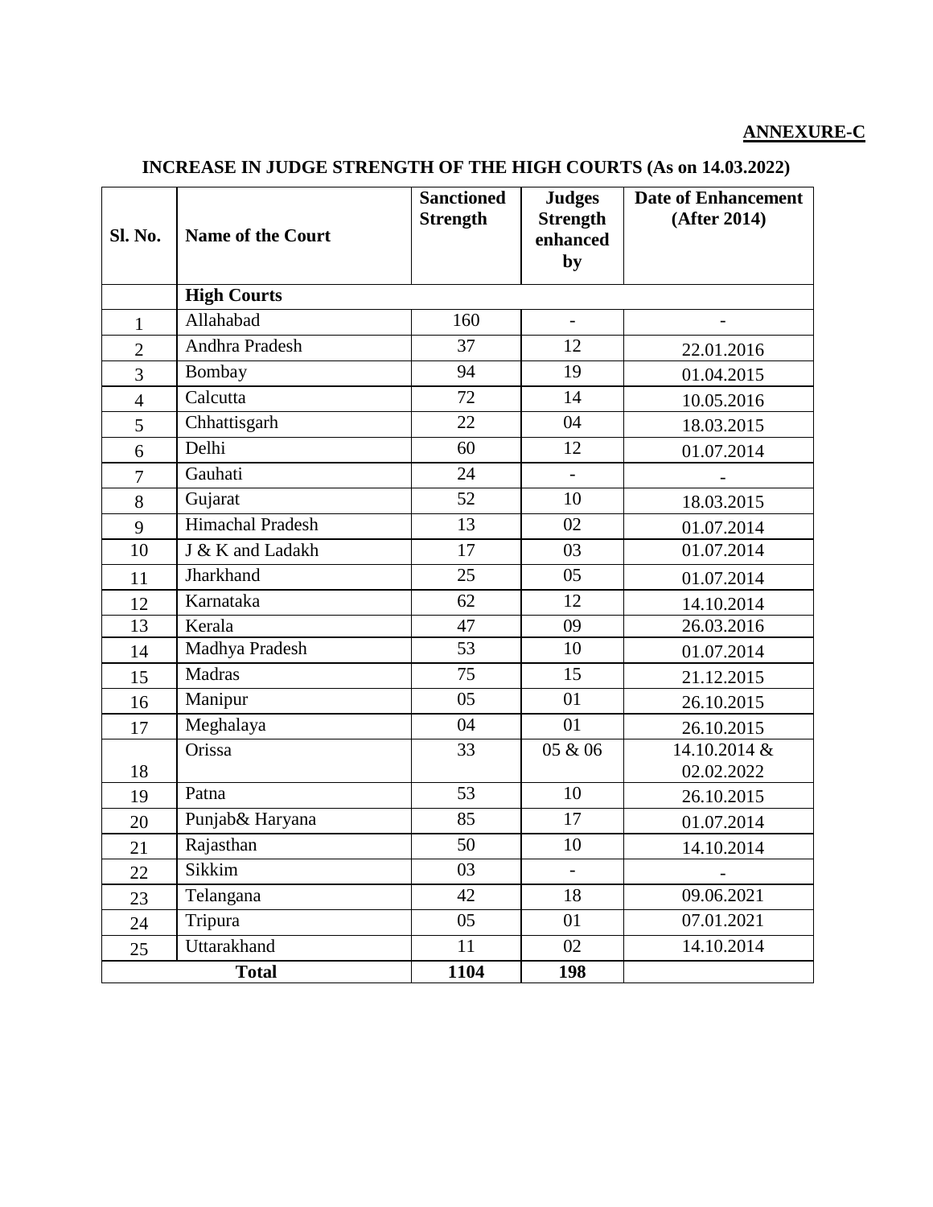**ANNEXURE-C**

## INCREASE IN JUDGE STRENGTH OF THE HIGH COURTS (As on 14.03.2022)

| Sl. No. | Name of the Court | Sanctioned Strength | Judges Strength enhanced by | Date of Enhancement (After 2014) |
|---|---|---|---|---|
| | **High Courts** | | | |
| 1 | Allahabad | 160 | - | - |
| 2 | Andhra Pradesh | 37 | 12 | 22.01.2016 |
| 3 | Bombay | 94 | 19 | 01.04.2015 |
| 4 | Calcutta | 72 | 14 | 10.05.2016 |
| 5 | Chhattisgarh | 22 | 04 | 18.03.2015 |
| 6 | Delhi | 60 | 12 | 01.07.2014 |
| 7 | Gauhati | 24 | - | - |
| 8 | Gujarat | 52 | 10 | 18.03.2015 |
| 9 | Himachal Pradesh | 13 | 02 | 01.07.2014 |
| 10 | J & K and Ladakh | 17 | 03 | 01.07.2014 |
| 11 | Jharkhand | 25 | 05 | 01.07.2014 |
| 12 | Karnataka | 62 | 12 | 14.10.2014 |
| 13 | Kerala | 47 | 09 | 26.03.2016 |
| 14 | Madhya Pradesh | 53 | 10 | 01.07.2014 |
| 15 | Madras | 75 | 15 | 21.12.2015 |
| 16 | Manipur | 05 | 01 | 26.10.2015 |
| 17 | Meghalaya | 04 | 01 | 26.10.2015 |
| 18 | Orissa | 33 | 05 & 06 | 14.10.2014 & 02.02.2022 |
| 19 | Patna | 53 | 10 | 26.10.2015 |
| 20 | Punjab& Haryana | 85 | 17 | 01.07.2014 |
| 21 | Rajasthan | 50 | 10 | 14.10.2014 |
| 22 | Sikkim | 03 | - | - |
| 23 | Telangana | 42 | 18 | 09.06.2021 |
| 24 | Tripura | 05 | 01 | 07.01.2021 |
| 25 | Uttarakhand | 11 | 02 | 14.10.2014 |
| **Total** | | **1104** | **198** | |